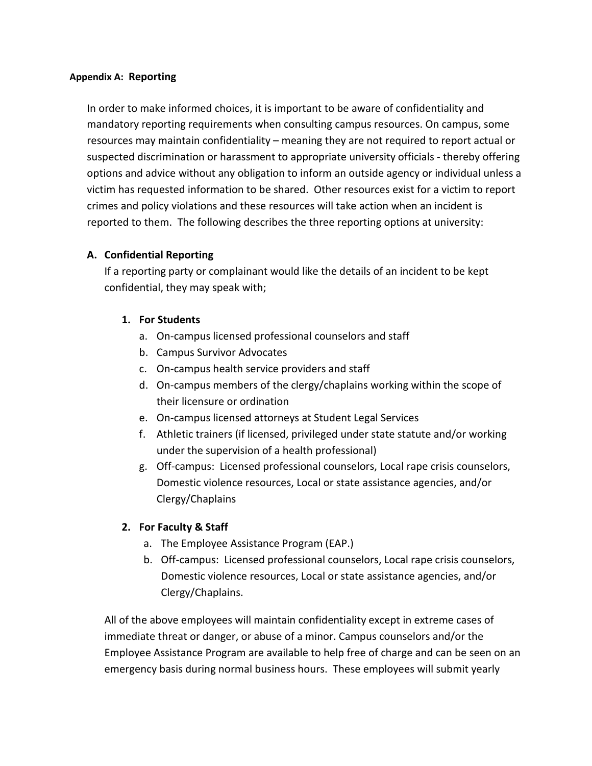**Appendix A: Reporting**

In order to make informed choices, it is important to be aware of confidentiality and mandatory reporting requirements when consulting campus resources. On campus, some resources may maintain confidentiality – meaning they are not required to report actual or suspected discrimination or harassment to appropriate university officials - thereby offering options and advice without any obligation to inform an outside agency or individual unless a victim has requested information to be shared. Other resources exist for a victim to report crimes and policy violations and these resources will take action when an incident is reported to them. The following describes the three reporting options at university:

**A. Confidential Reporting**

If a reporting party or complainant would like the details of an incident to be kept confidential, they may speak with;

1. **For Students**
   a. On-campus licensed professional counselors and staff
   b. Campus Survivor Advocates
   c. On-campus health service providers and staff
   d. On-campus members of the clergy/chaplains working within the scope of their licensure or ordination
   e. On-campus licensed attorneys at Student Legal Services
   f. Athletic trainers (if licensed, privileged under state statute and/or working under the supervision of a health professional)
   g. Off-campus: Licensed professional counselors, Local rape crisis counselors, Domestic violence resources, Local or state assistance agencies, and/or Clergy/Chaplains

2. **For Faculty & Staff**
   a. The Employee Assistance Program (EAP.)
   b. Off-campus: Licensed professional counselors, Local rape crisis counselors, Domestic violence resources, Local or state assistance agencies, and/or Clergy/Chaplains.

All of the above employees will maintain confidentiality except in extreme cases of immediate threat or danger, or abuse of a minor. Campus counselors and/or the Employee Assistance Program are available to help free of charge and can be seen on an emergency basis during normal business hours. These employees will submit yearly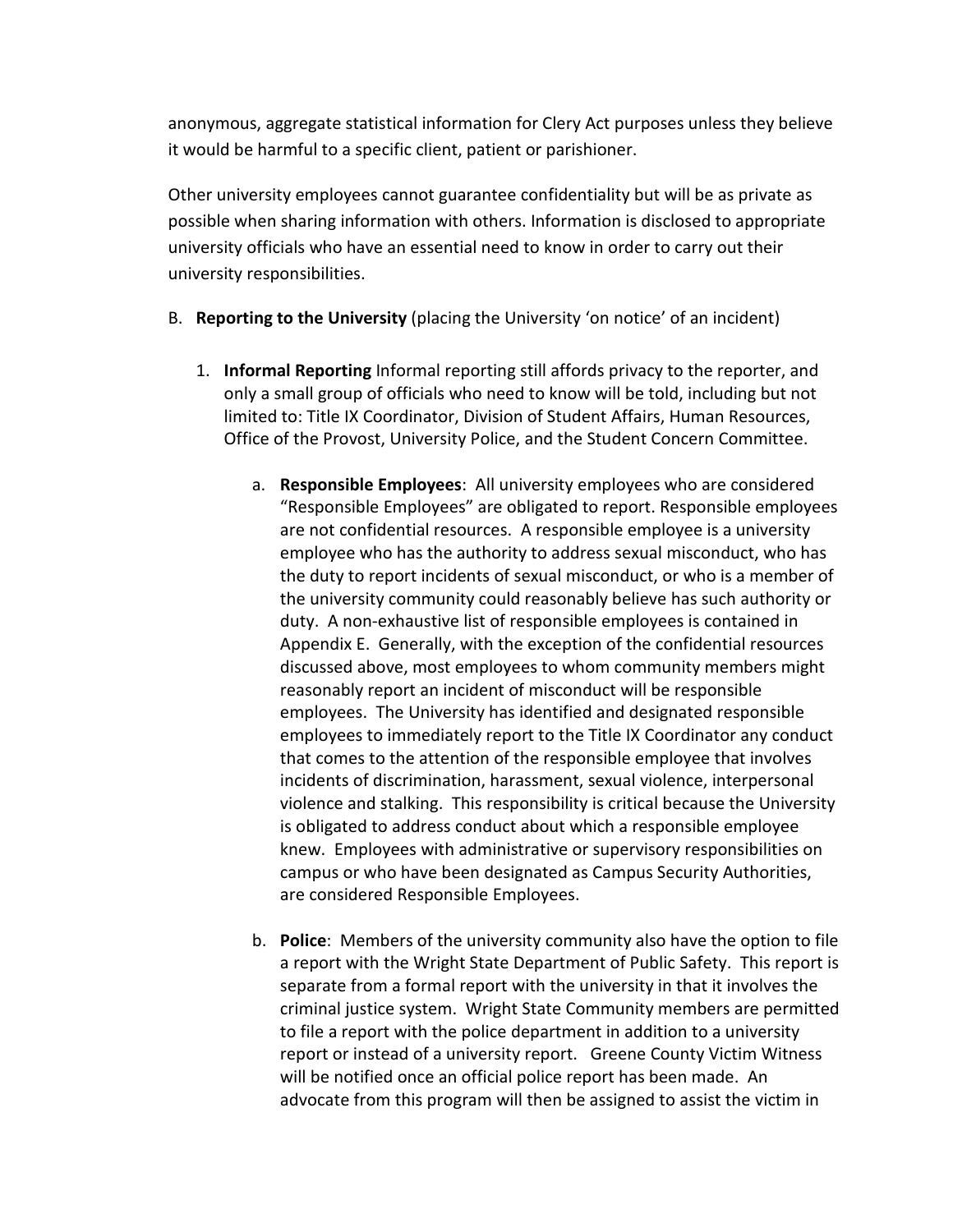anonymous, aggregate statistical information for Clery Act purposes unless they believe it would be harmful to a specific client, patient or parishioner.

Other university employees cannot guarantee confidentiality but will be as private as possible when sharing information with others. Information is disclosed to appropriate university officials who have an essential need to know in order to carry out their university responsibilities.

B. **Reporting to the University** (placing the University 'on notice' of an incident)

1. **Informal Reporting** Informal reporting still affords privacy to the reporter, and only a small group of officials who need to know will be told, including but not limited to: Title IX Coordinator, Division of Student Affairs, Human Resources, Office of the Provost, University Police, and the Student Concern Committee.

   a. **Responsible Employees**: All university employees who are considered "Responsible Employees" are obligated to report. Responsible employees are not confidential resources. A responsible employee is a university employee who has the authority to address sexual misconduct, who has the duty to report incidents of sexual misconduct, or who is a member of the university community could reasonably believe has such authority or duty. A non-exhaustive list of responsible employees is contained in Appendix E. Generally, with the exception of the confidential resources discussed above, most employees to whom community members might reasonably report an incident of misconduct will be responsible employees. The University has identified and designated responsible employees to immediately report to the Title IX Coordinator any conduct that comes to the attention of the responsible employee that involves incidents of discrimination, harassment, sexual violence, interpersonal violence and stalking. This responsibility is critical because the University is obligated to address conduct about which a responsible employee knew. Employees with administrative or supervisory responsibilities on campus or who have been designated as Campus Security Authorities, are considered Responsible Employees.

   b. **Police**: Members of the university community also have the option to file a report with the Wright State Department of Public Safety. This report is separate from a formal report with the university in that it involves the criminal justice system. Wright State Community members are permitted to file a report with the police department in addition to a university report or instead of a university report. Greene County Victim Witness will be notified once an official police report has been made. An advocate from this program will then be assigned to assist the victim in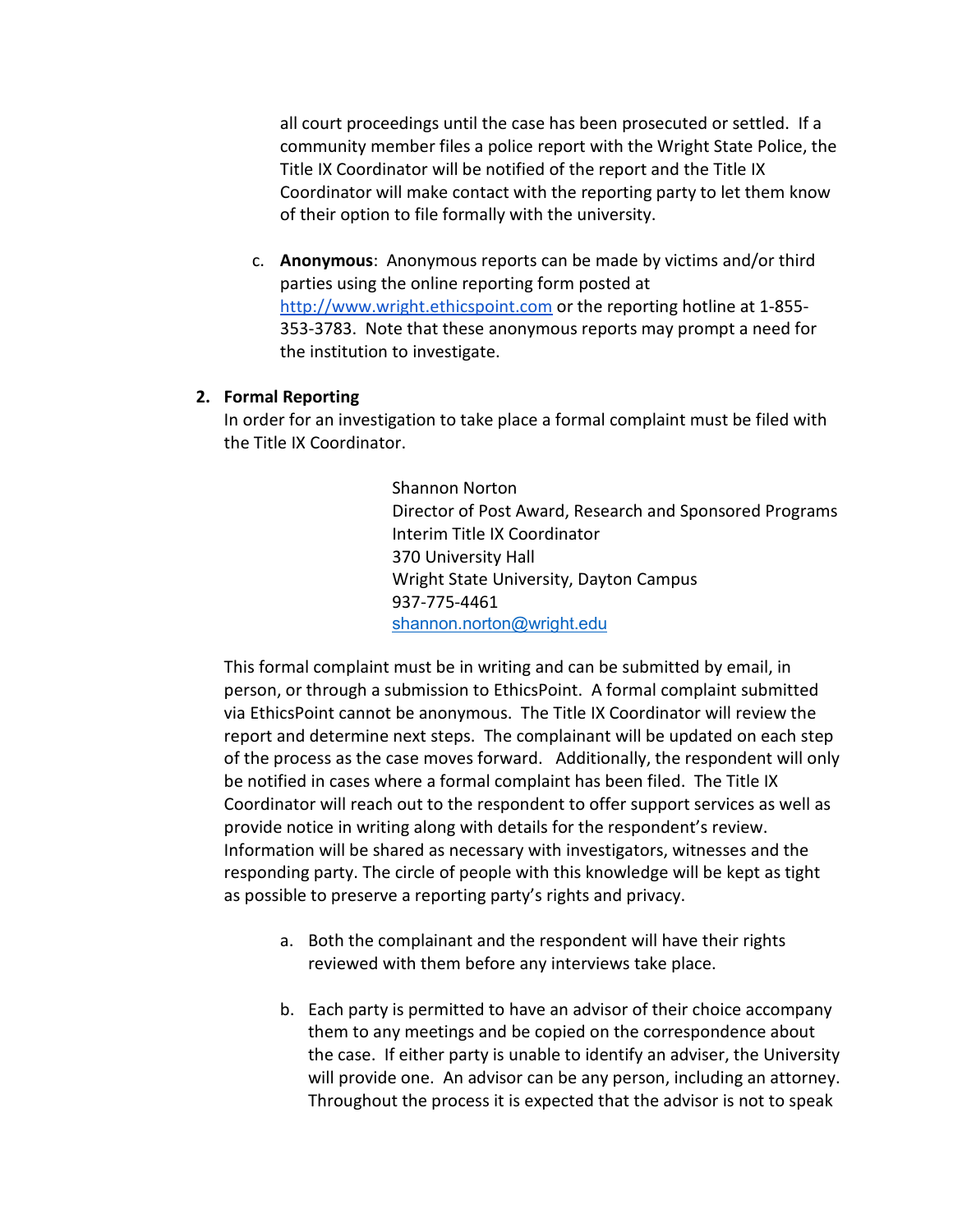all court proceedings until the case has been prosecuted or settled. If a community member files a police report with the Wright State Police, the Title IX Coordinator will be notified of the report and the Title IX Coordinator will make contact with the reporting party to let them know of their option to file formally with the university.

c. **Anonymous**: Anonymous reports can be made by victims and/or third parties using the online reporting form posted at http://www.wright.ethicspoint.com or the reporting hotline at 1-855-353-3783. Note that these anonymous reports may prompt a need for the institution to investigate.

2. **Formal Reporting**

   In order for an investigation to take place a formal complaint must be filed with the Title IX Coordinator.

   Shannon Norton  
   Director of Post Award, Research and Sponsored Programs  
   Interim Title IX Coordinator  
   370 University Hall  
   Wright State University, Dayton Campus  
   937-775-4461  
   shannon.norton@wright.edu

   This formal complaint must be in writing and can be submitted by email, in person, or through a submission to EthicsPoint. A formal complaint submitted via EthicsPoint cannot be anonymous. The Title IX Coordinator will review the report and determine next steps. The complainant will be updated on each step of the process as the case moves forward. Additionally, the respondent will only be notified in cases where a formal complaint has been filed. The Title IX Coordinator will reach out to the respondent to offer support services as well as provide notice in writing along with details for the respondent's review. Information will be shared as necessary with investigators, witnesses and the responding party. The circle of people with this knowledge will be kept as tight as possible to preserve a reporting party's rights and privacy.

   a. Both the complainant and the respondent will have their rights reviewed with them before any interviews take place.

   b. Each party is permitted to have an advisor of their choice accompany them to any meetings and be copied on the correspondence about the case. If either party is unable to identify an adviser, the University will provide one. An advisor can be any person, including an attorney. Throughout the process it is expected that the advisor is not to speak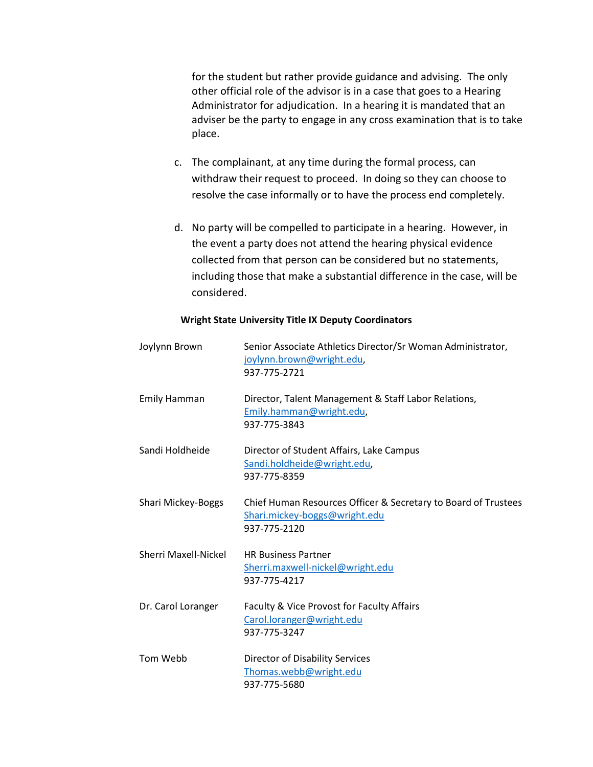for the student but rather provide guidance and advising. The only other official role of the advisor is in a case that goes to a Hearing Administrator for adjudication. In a hearing it is mandated that an adviser be the party to engage in any cross examination that is to take place.

c. The complainant, at any time during the formal process, can withdraw their request to proceed. In doing so they can choose to resolve the case informally or to have the process end completely.

d. No party will be compelled to participate in a hearing. However, in the event a party does not attend the hearing physical evidence collected from that person can be considered but no statements, including those that make a substantial difference in the case, will be considered.

**Wright State University Title IX Deputy Coordinators**

| | |
|---|---|
| Joylynn Brown | Senior Associate Athletics Director/Sr Woman Administrator, joylynn.brown@wright.edu, 937-775-2721 |
| Emily Hamman | Director, Talent Management & Staff Labor Relations, Emily.hamman@wright.edu, 937-775-3843 |
| Sandi Holdheide | Director of Student Affairs, Lake Campus Sandi.holdheide@wright.edu, 937-775-8359 |
| Shari Mickey-Boggs | Chief Human Resources Officer & Secretary to Board of Trustees Shari.mickey-boggs@wright.edu 937-775-2120 |
| Sherri Maxell-Nickel | HR Business Partner Sherri.maxwell-nickel@wright.edu 937-775-4217 |
| Dr. Carol Loranger | Faculty & Vice Provost for Faculty Affairs Carol.loranger@wright.edu 937-775-3247 |
| Tom Webb | Director of Disability Services Thomas.webb@wright.edu 937-775-5680 |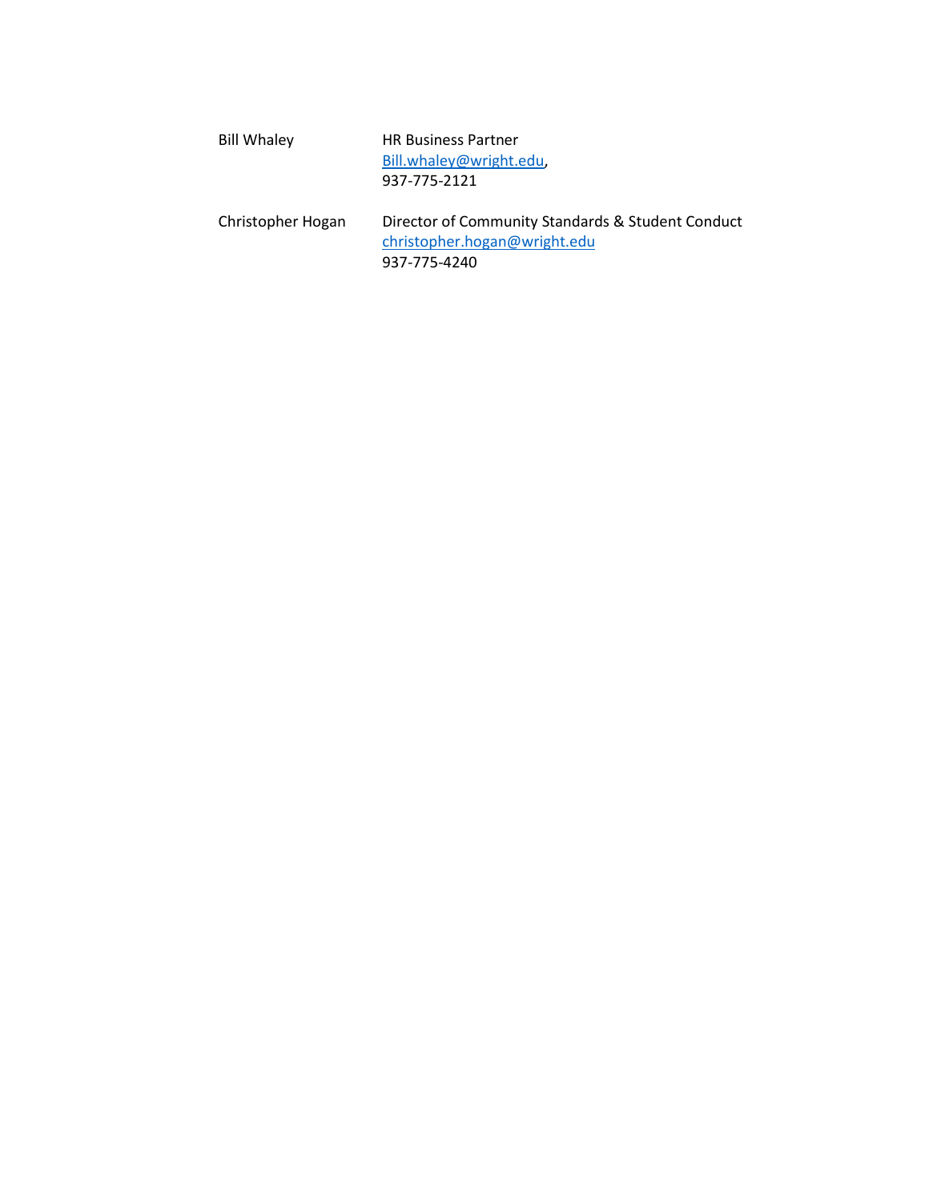| | |
|---|---|
| Bill Whaley | HR Business Partner<br>Bill.whaley@wright.edu,<br>937-775-2121 |
| Christopher Hogan | Director of Community Standards & Student Conduct<br>christopher.hogan@wright.edu<br>937-775-4240 |